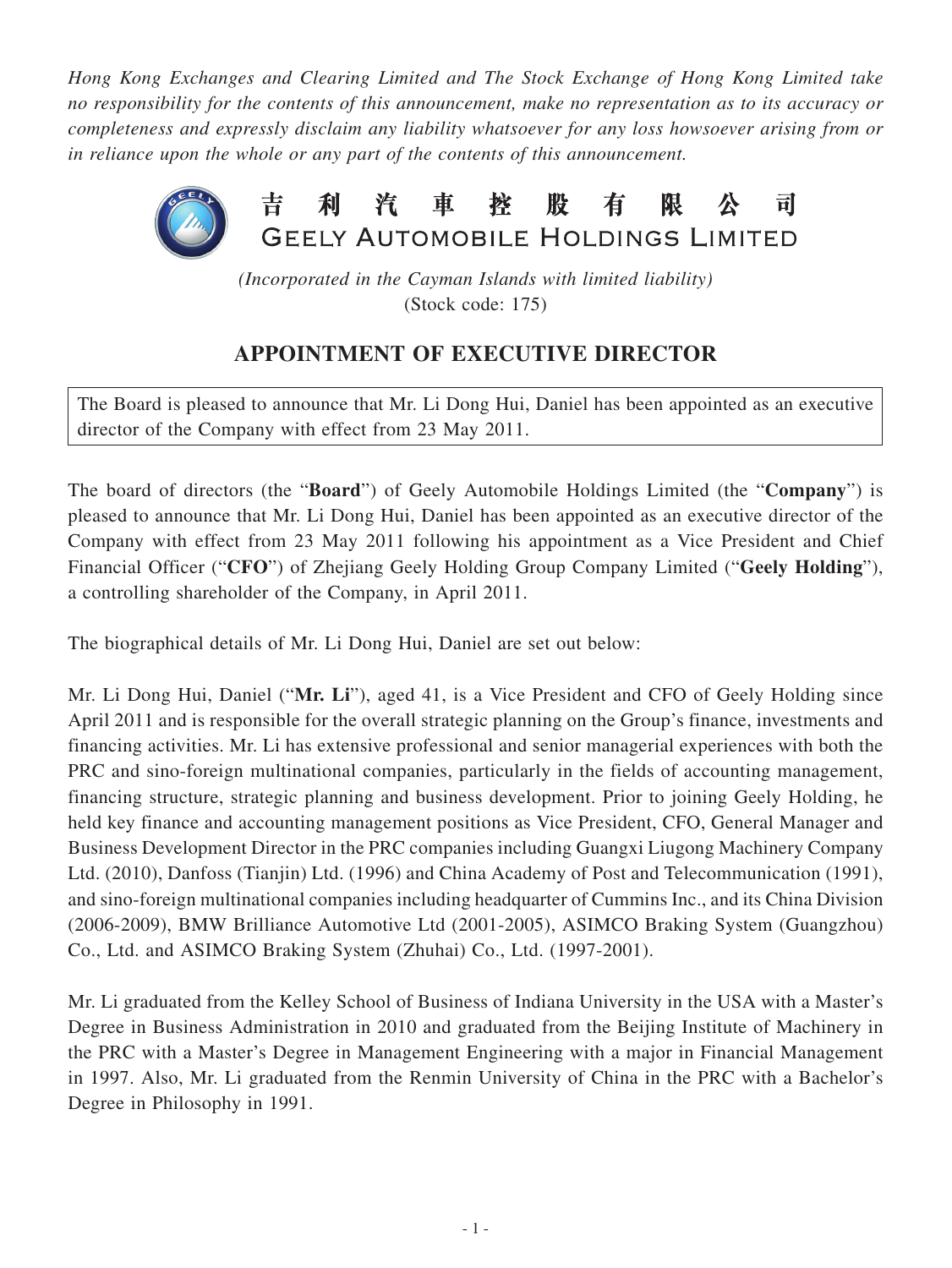*Hong Kong Exchanges and Clearing Limited and The Stock Exchange of Hong Kong Limited take no responsibility for the contents of this announcement, make no representation as to its accuracy or completeness and expressly disclaim any liability whatsoever for any loss howsoever arising from or in reliance upon the whole or any part of the contents of this announcement.*

# 吉利汽車控股有限公司
# GEELY AUTOMOBILE HOLDINGS LIMITED

*(Incorporated in the Cayman Islands with limited liability)*
(Stock code: 175)

## APPOINTMENT OF EXECUTIVE DIRECTOR

The Board is pleased to announce that Mr. Li Dong Hui, Daniel has been appointed as an executive director of the Company with effect from 23 May 2011.

The board of directors (the "**Board**") of Geely Automobile Holdings Limited (the "**Company**") is pleased to announce that Mr. Li Dong Hui, Daniel has been appointed as an executive director of the Company with effect from 23 May 2011 following his appointment as a Vice President and Chief Financial Officer ("**CFO**") of Zhejiang Geely Holding Group Company Limited ("**Geely Holding**"), a controlling shareholder of the Company, in April 2011.

The biographical details of Mr. Li Dong Hui, Daniel are set out below:

Mr. Li Dong Hui, Daniel ("**Mr. Li**"), aged 41, is a Vice President and CFO of Geely Holding since April 2011 and is responsible for the overall strategic planning on the Group's finance, investments and financing activities. Mr. Li has extensive professional and senior managerial experiences with both the PRC and sino-foreign multinational companies, particularly in the fields of accounting management, financing structure, strategic planning and business development. Prior to joining Geely Holding, he held key finance and accounting management positions as Vice President, CFO, General Manager and Business Development Director in the PRC companies including Guangxi Liugong Machinery Company Ltd. (2010), Danfoss (Tianjin) Ltd. (1996) and China Academy of Post and Telecommunication (1991), and sino-foreign multinational companies including headquarter of Cummins Inc., and its China Division (2006-2009), BMW Brilliance Automotive Ltd (2001-2005), ASIMCO Braking System (Guangzhou) Co., Ltd. and ASIMCO Braking System (Zhuhai) Co., Ltd. (1997-2001).

Mr. Li graduated from the Kelley School of Business of Indiana University in the USA with a Master's Degree in Business Administration in 2010 and graduated from the Beijing Institute of Machinery in the PRC with a Master's Degree in Management Engineering with a major in Financial Management in 1997. Also, Mr. Li graduated from the Renmin University of China in the PRC with a Bachelor's Degree in Philosophy in 1991.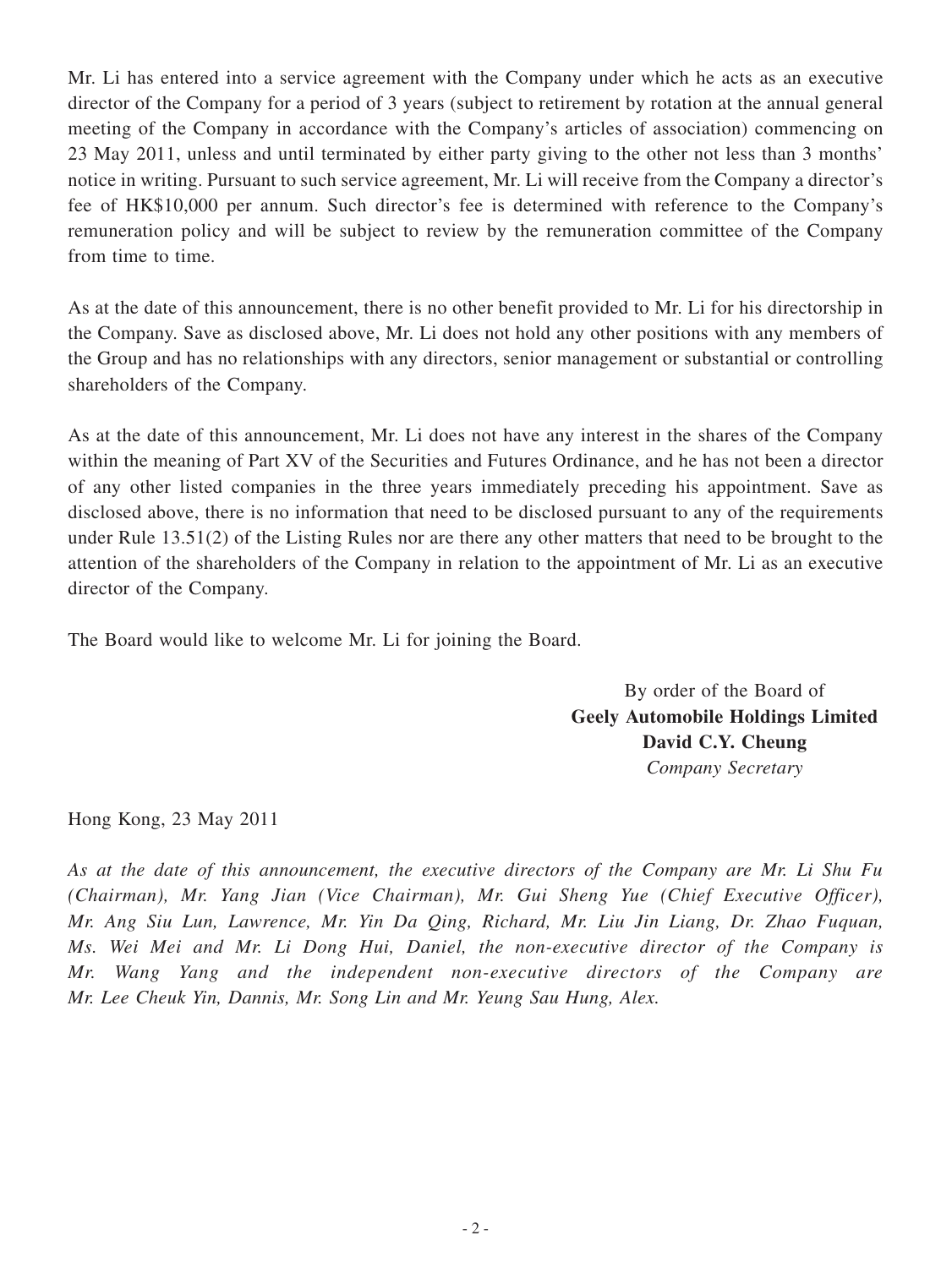Mr. Li has entered into a service agreement with the Company under which he acts as an executive director of the Company for a period of 3 years (subject to retirement by rotation at the annual general meeting of the Company in accordance with the Company's articles of association) commencing on 23 May 2011, unless and until terminated by either party giving to the other not less than 3 months' notice in writing. Pursuant to such service agreement, Mr. Li will receive from the Company a director's fee of HK$10,000 per annum. Such director's fee is determined with reference to the Company's remuneration policy and will be subject to review by the remuneration committee of the Company from time to time.

As at the date of this announcement, there is no other benefit provided to Mr. Li for his directorship in the Company. Save as disclosed above, Mr. Li does not hold any other positions with any members of the Group and has no relationships with any directors, senior management or substantial or controlling shareholders of the Company.

As at the date of this announcement, Mr. Li does not have any interest in the shares of the Company within the meaning of Part XV of the Securities and Futures Ordinance, and he has not been a director of any other listed companies in the three years immediately preceding his appointment. Save as disclosed above, there is no information that need to be disclosed pursuant to any of the requirements under Rule 13.51(2) of the Listing Rules nor are there any other matters that need to be brought to the attention of the shareholders of the Company in relation to the appointment of Mr. Li as an executive director of the Company.

The Board would like to welcome Mr. Li for joining the Board.

By order of the Board of
**Geely Automobile Holdings Limited**
**David C.Y. Cheung**
*Company Secretary*

Hong Kong, 23 May 2011

*As at the date of this announcement, the executive directors of the Company are Mr. Li Shu Fu (Chairman), Mr. Yang Jian (Vice Chairman), Mr. Gui Sheng Yue (Chief Executive Officer), Mr. Ang Siu Lun, Lawrence, Mr. Yin Da Qing, Richard, Mr. Liu Jin Liang, Dr. Zhao Fuquan, Ms. Wei Mei and Mr. Li Dong Hui, Daniel, the non-executive director of the Company is Mr. Wang Yang and the independent non-executive directors of the Company are Mr. Lee Cheuk Yin, Dannis, Mr. Song Lin and Mr. Yeung Sau Hung, Alex.*